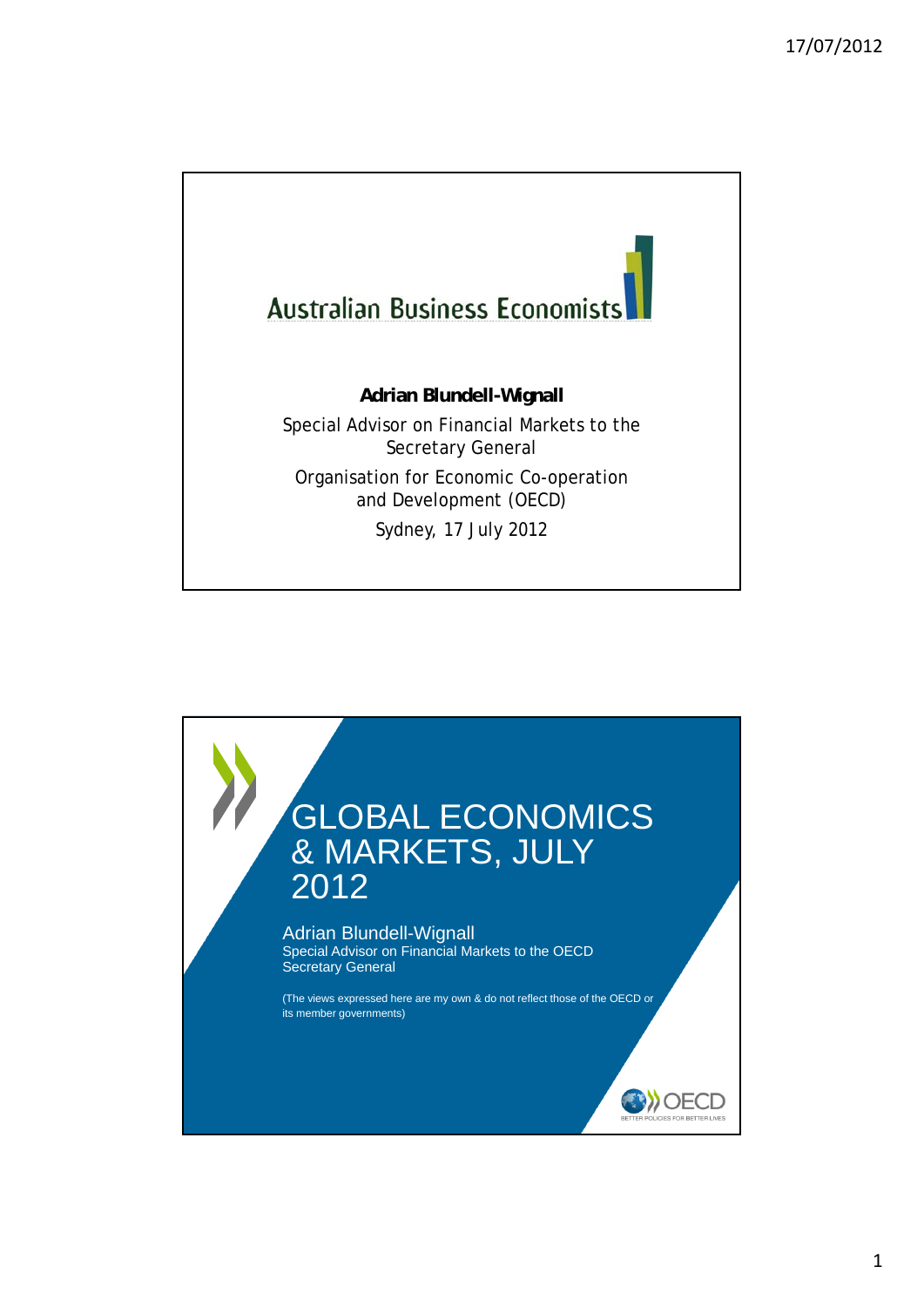Australian Business Economists

**Adrian Blundell-Wignall**

Special Advisor on Financial Markets to the Secretary General

Organisation for Economic Co-operation and Development (OECD)

Sydney, 17 July 2012

# GLOBAL ECONOMICS & MARKETS, JULY 2012

Adrian Blundell-Wignall
Special Advisor on Financial Markets to the OECD Secretary General

(The views expressed here are my own & do not reflect those of the OECD or its member governments)

OECD
BETTER POLICIES FOR BETTER LIVES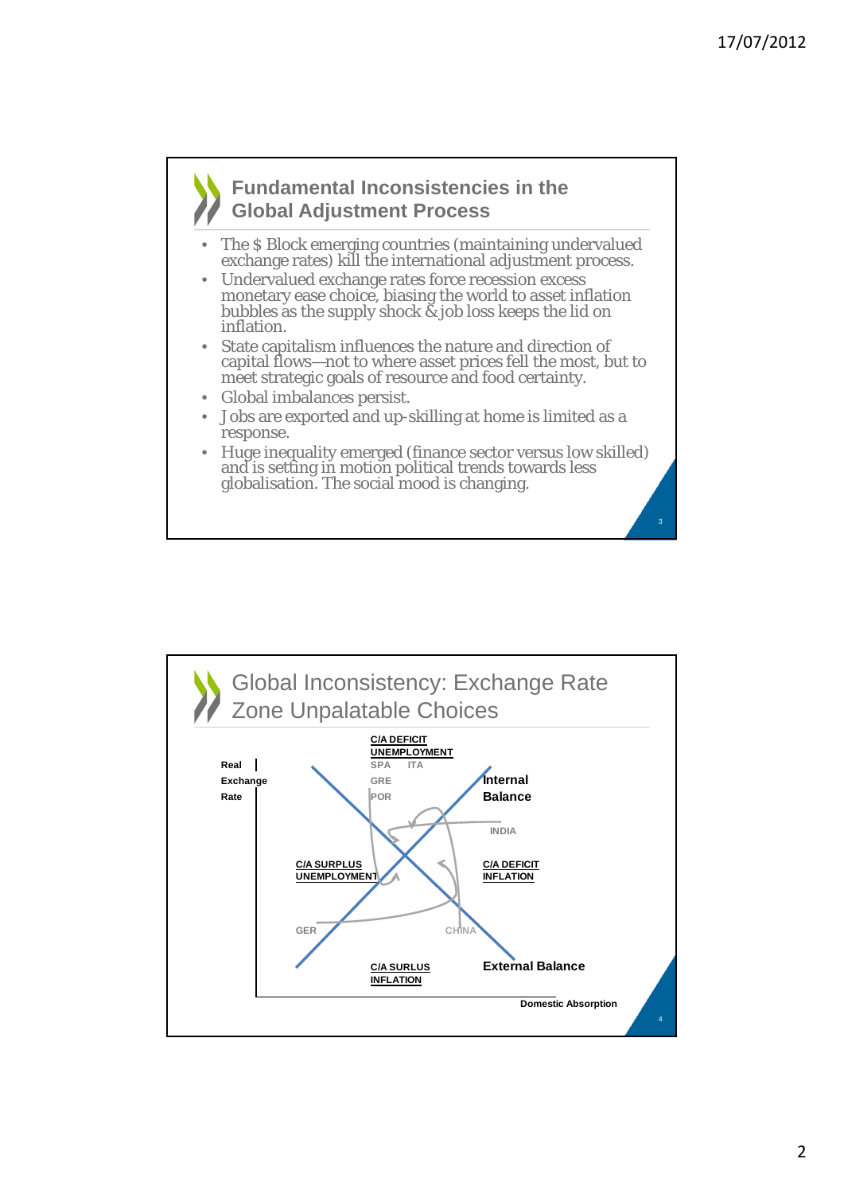## Fundamental Inconsistencies in the Global Adjustment Process

- The $ Block emerging countries (maintaining undervalued exchange rates) kill the international adjustment process.
- Undervalued exchange rates force recession excess monetary ease choice, biasing the world to asset inflation bubbles as the supply shock & job loss keeps the lid on inflation.
- State capitalism influences the nature and direction of capital flows—not to where asset prices fell the most, but to meet strategic goals of resource and food certainty.
- Global imbalances persist.
- Jobs are exported and up-skilling at home is limited as a response.
- Huge inequality emerged (finance sector versus low skilled) and is setting in motion political trends towards less globalisation. The social mood is changing.

## Global Inconsistency: Exchange Rate Zone Unpalatable Choices

Real Exchange Rate

C/A DEFICIT UNEMPLOYMENT

SPA ITA GRE POR

Internal Balance

INDIA

C/A SURPLUS UNEMPLOYMENT

C/A DEFICIT INFLATION

GER

CHINA

C/A SURLUS INFLATION

External Balance

Domestic Absorption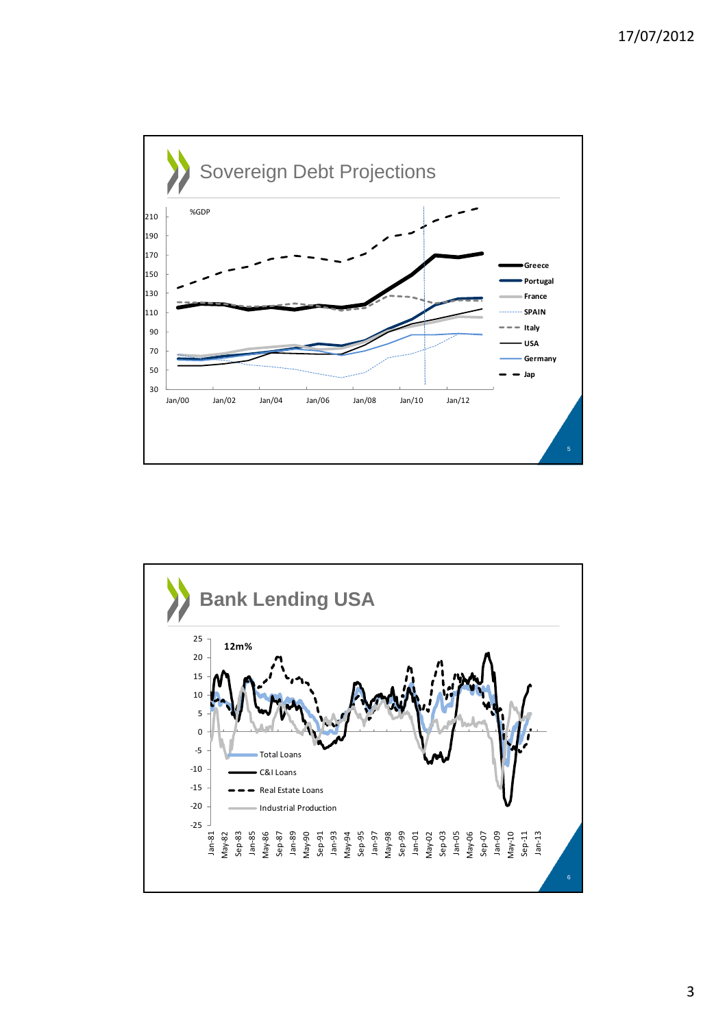## Sovereign Debt Projections

%GDP

Greece, Portugal, France, SPAIN, Italy, USA, Germany, Jap

## Bank Lending USA

12m%

Total Loans, C&I Loans, Real Estate Loans, Industrial Production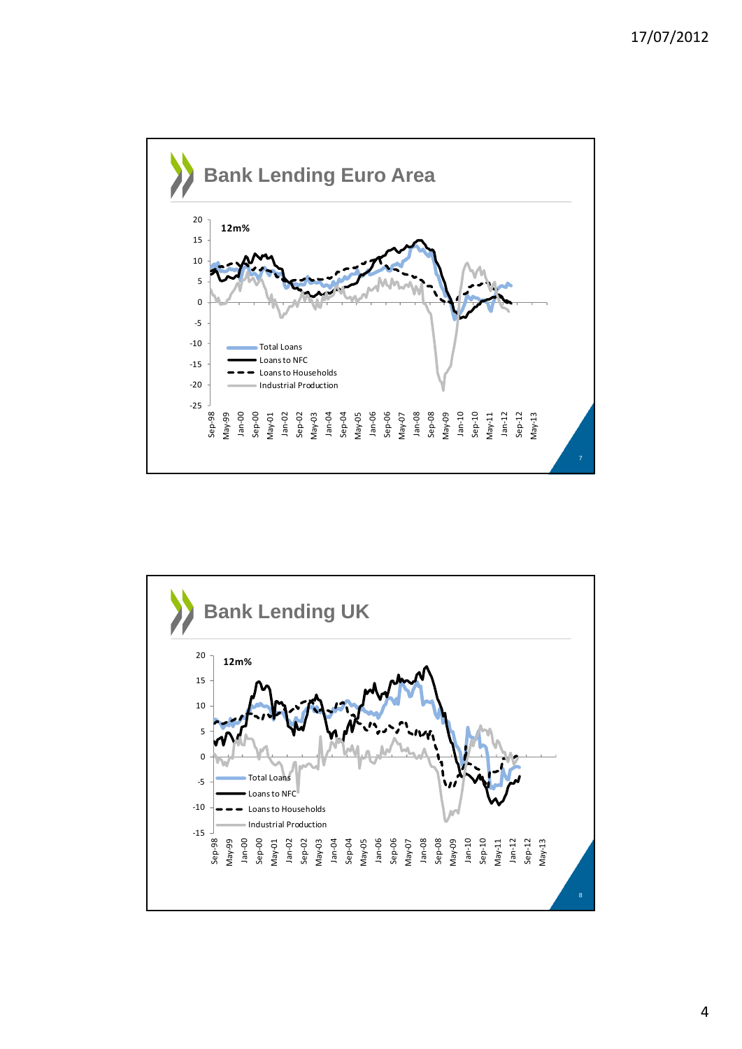## Bank Lending Euro Area

12m%

- Total Loans
- Loans to NFC
- Loans to Households
- Industrial Production

## Bank Lending UK

12m%

- Total Loans
- Loans to NFC
- Loans to Households
- Industrial Production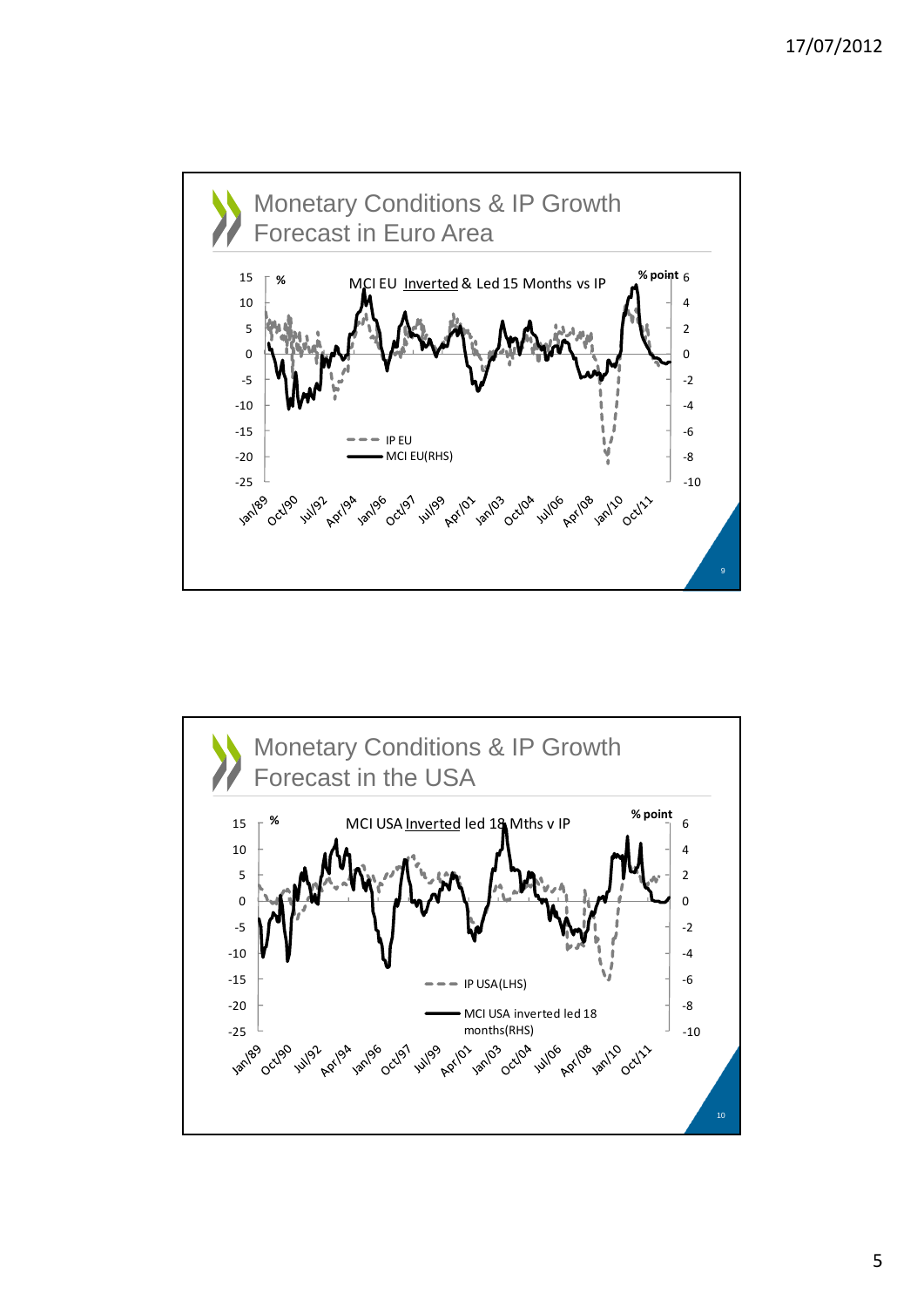## Monetary Conditions & IP Growth Forecast in Euro Area

MCI EU Inverted & Led 15 Months vs IP

- IP EU
- MCI EU(RHS)

## Monetary Conditions & IP Growth Forecast in the USA

MCI USA Inverted led 18 Mths v IP

- IP USA(LHS)
- MCI USA inverted led 18 months(RHS)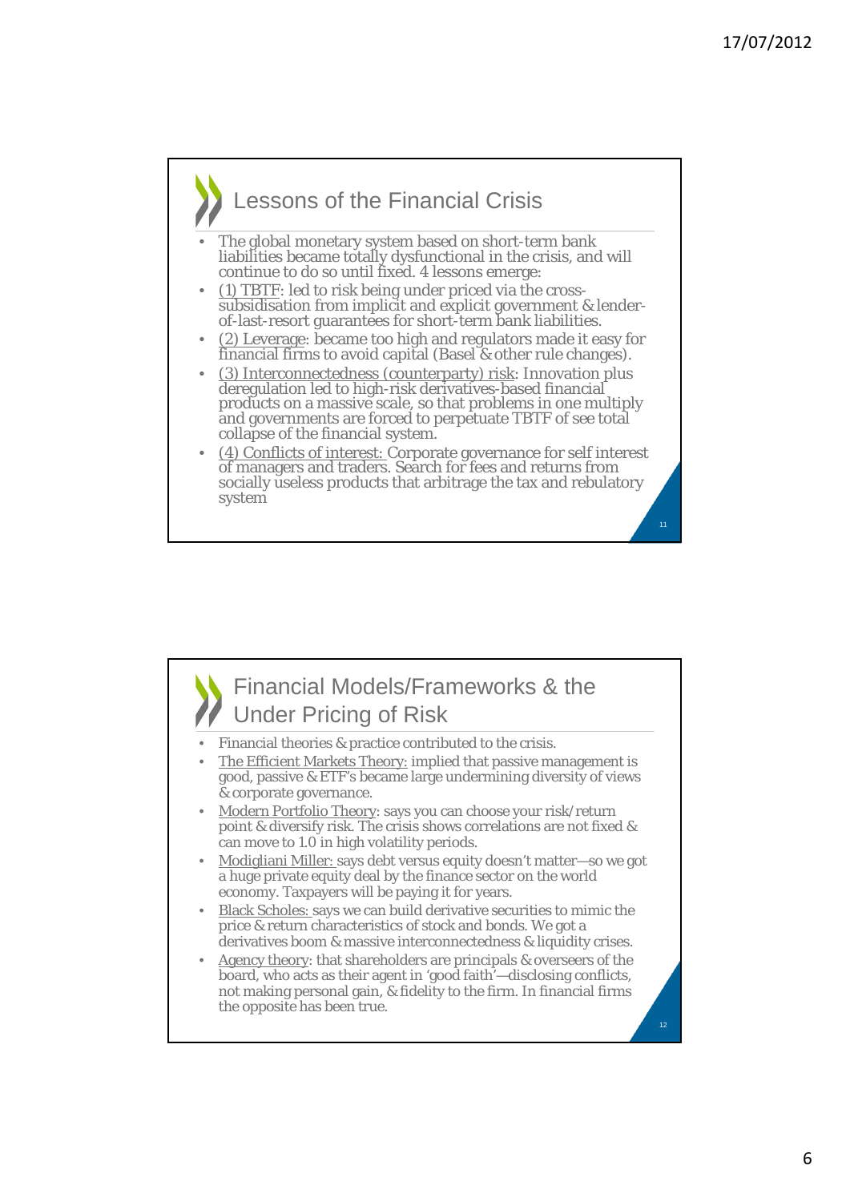## Lessons of the Financial Crisis

- The global monetary system based on short-term bank liabilities became totally dysfunctional in the crisis, and will continue to do so until fixed. 4 lessons emerge:
- (1) TBTF: led to risk being under priced via the cross-subsidisation from implicit and explicit government & lender-of-last-resort guarantees for short-term bank liabilities.
- (2) Leverage: became too high and regulators made it easy for financial firms to avoid capital (Basel & other rule changes).
- (3) Interconnectedness (counterparty) risk: Innovation plus deregulation led to high-risk derivatives-based financial products on a massive scale, so that problems in one multiply and governments are forced to perpetuate TBTF of see total collapse of the financial system.
- (4) Conflicts of interest: Corporate governance for self interest of managers and traders. Search for fees and returns from socially useless products that arbitrage the tax and rebulatory system

## Financial Models/Frameworks & the Under Pricing of Risk

- Financial theories & practice contributed to the crisis.
- The Efficient Markets Theory: implied that passive management is good, passive & ETF's became large undermining diversity of views & corporate governance.
- Modern Portfolio Theory: says you can choose your risk/return point & diversify risk. The crisis shows correlations are not fixed & can move to 1.0 in high volatility periods.
- Modigliani Miller: says debt versus equity doesn't matter—so we got a huge private equity deal by the finance sector on the world economy. Taxpayers will be paying it for years.
- Black Scholes: says we can build derivative securities to mimic the price & return characteristics of stock and bonds. We got a derivatives boom & massive interconnectedness & liquidity crises.
- Agency theory: that shareholders are principals & overseers of the board, who acts as their agent in 'good faith'—disclosing conflicts, not making personal gain, & fidelity to the firm. In financial firms the opposite has been true.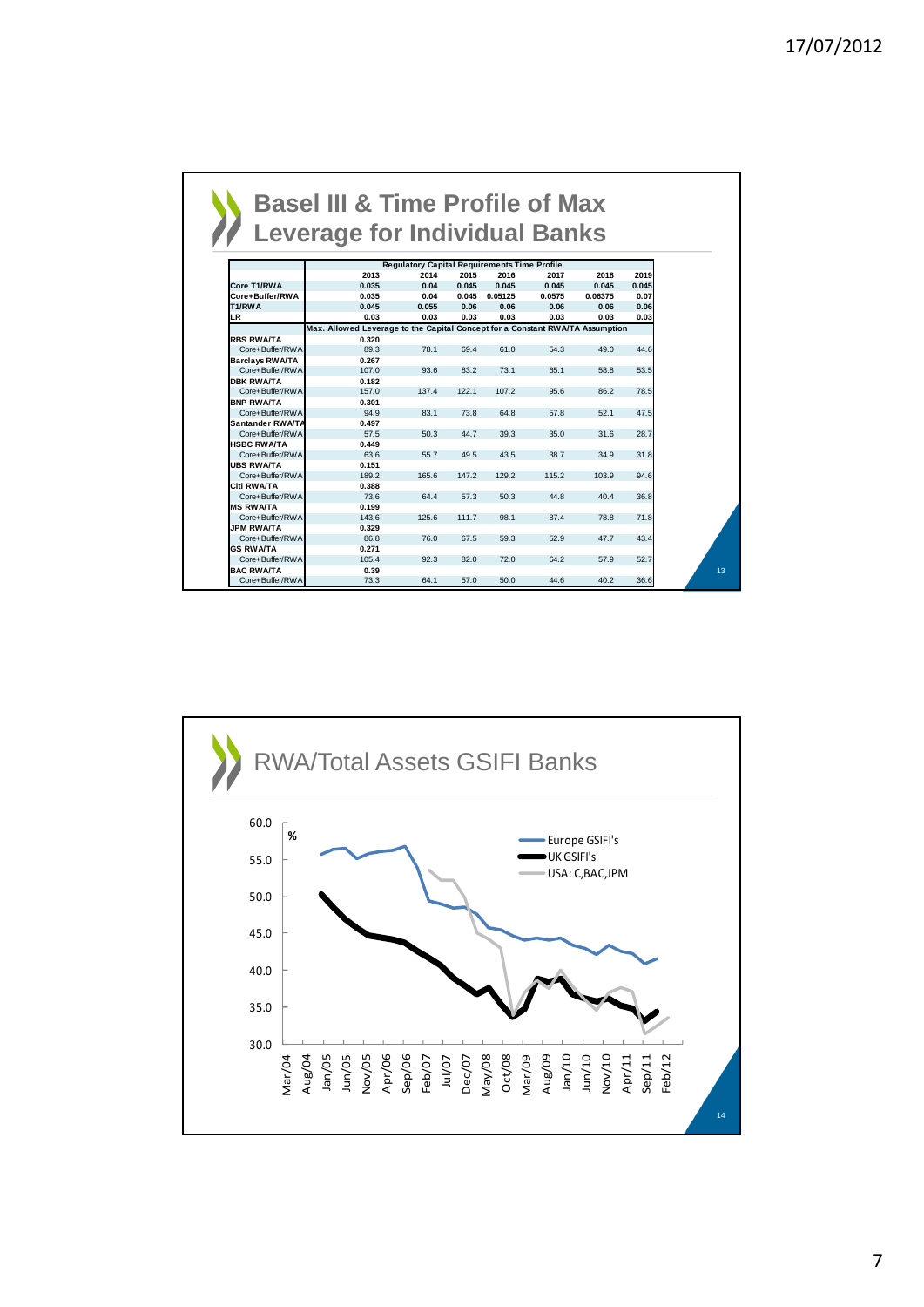## Basel III & Time Profile of Max Leverage for Individual Banks

| | Regulatory Capital Requirements Time Profile | | | | | | |
|---|---|---|---|---|---|---|---|
| | 2013 | 2014 | 2015 | 2016 | 2017 | 2018 | 2019 |
| **Core T1/RWA** | 0.035 | 0.04 | 0.045 | 0.045 | 0.045 | 0.045 | 0.045 |
| **Core+Buffer/RWA** | 0.035 | 0.04 | 0.045 | 0.05125 | 0.0575 | 0.06375 | 0.07 |
| **T1/RWA** | 0.045 | 0.055 | 0.06 | 0.06 | 0.06 | 0.06 | 0.06 |
| **LR** | 0.03 | 0.03 | 0.03 | 0.03 | 0.03 | 0.03 | 0.03 |
| | **Max. Allowed Leverage to the Capital Concept for a Constant RWA/TA Assumption** | | | | | | |
| **RBS RWA/TA** | 0.320 | | | | | | |
| Core+Buffer/RWA | 89.3 | 78.1 | 69.4 | 61.0 | 54.3 | 49.0 | 44.6 |
| **Barclays RWA/TA** | 0.267 | | | | | | |
| Core+Buffer/RWA | 107.0 | 93.6 | 83.2 | 73.1 | 65.1 | 58.8 | 53.5 |
| **DBK RWA/TA** | 0.182 | | | | | | |
| Core+Buffer/RWA | 157.0 | 137.4 | 122.1 | 107.2 | 95.6 | 86.2 | 78.5 |
| **BNP RWA/TA** | 0.301 | | | | | | |
| Core+Buffer/RWA | 94.9 | 83.1 | 73.8 | 64.8 | 57.8 | 52.1 | 47.5 |
| **Santander RWA/TA** | 0.497 | | | | | | |
| Core+Buffer/RWA | 57.5 | 50.3 | 44.7 | 39.3 | 35.0 | 31.6 | 28.7 |
| **HSBC RWA/TA** | 0.449 | | | | | | |
| Core+Buffer/RWA | 63.6 | 55.7 | 49.5 | 43.5 | 38.7 | 34.9 | 31.8 |
| **UBS RWA/TA** | 0.151 | | | | | | |
| Core+Buffer/RWA | 189.2 | 165.6 | 147.2 | 129.2 | 115.2 | 103.9 | 94.6 |
| **Citi RWA/TA** | 0.388 | | | | | | |
| Core+Buffer/RWA | 73.6 | 64.4 | 57.3 | 50.3 | 44.8 | 40.4 | 36.8 |
| **MS RWA/TA** | 0.199 | | | | | | |
| Core+Buffer/RWA | 143.6 | 125.6 | 111.7 | 98.1 | 87.4 | 78.8 | 71.8 |
| **JPM RWA/TA** | 0.329 | | | | | | |
| Core+Buffer/RWA | 86.8 | 76.0 | 67.5 | 59.3 | 52.9 | 47.7 | 43.4 |
| **GS RWA/TA** | 0.271 | | | | | | |
| Core+Buffer/RWA | 105.4 | 92.3 | 82.0 | 72.0 | 64.2 | 57.9 | 52.7 |
| **BAC RWA/TA** | 0.39 | | | | | | |
| Core+Buffer/RWA | 73.3 | 64.1 | 57.0 | 50.0 | 44.6 | 40.2 | 36.6 |

## RWA/Total Assets GSIFI Banks

Legend: Europe GSIFI's; UK GSIFI's; USA: C,BAC,JPM

Y-axis: % (30.0 to 60.0)

X-axis: Mar/04, Aug/04, Jan/05, Jun/05, Nov/05, Apr/06, Sep/06, Feb/07, Jul/07, Dec/07, May/08, Oct/08, Mar/09, Aug/09, Jan/10, Jun/10, Nov/10, Apr/11, Sep/11, Feb/12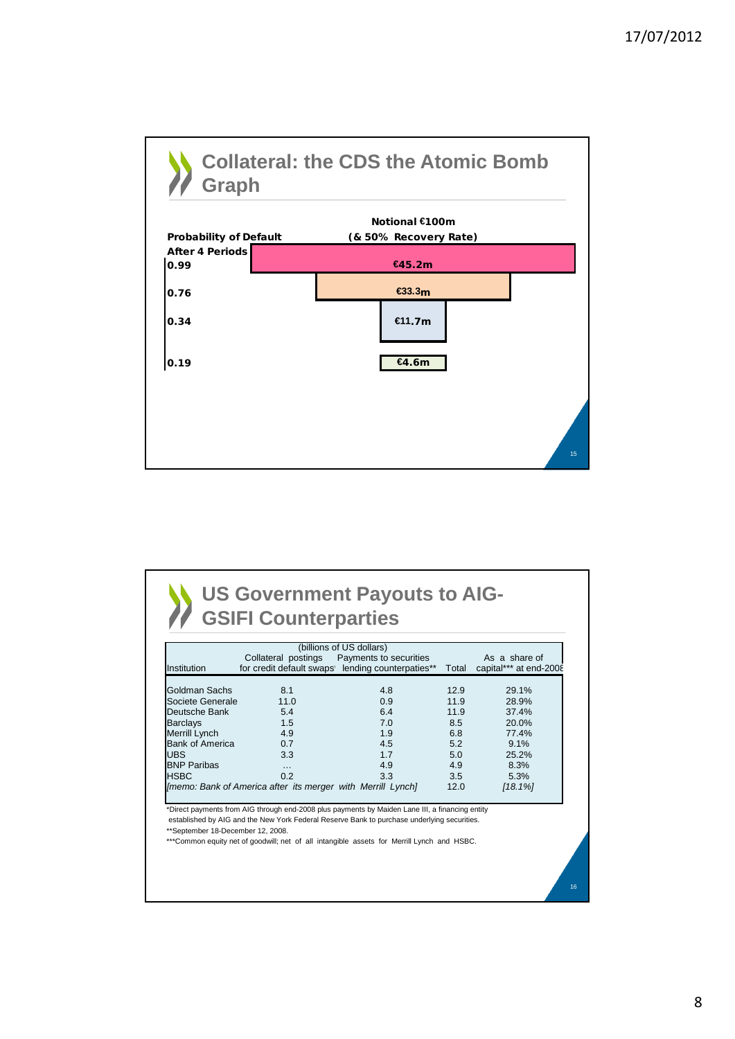## Collateral: the CDS the Atomic Bomb Graph

Notional €100m (& 50% Recovery Rate)

| Probability of Default After 4 Periods | Notional €100m (& 50% Recovery Rate) |
|---|---|
| 0.99 | €45.2m |
| 0.76 | €33.3m |
| 0.34 | €11.7m |
| 0.19 | €4.6m |

## US Government Payouts to AIG-GSIFI Counterparties

(billions of US dollars)

| Institution | Collateral postings for credit default swaps* | Payments to securities lending counterparties** | Total | As a share of capital*** at end-2008 |
|---|---|---|---|---|
| Goldman Sachs | 8.1 | 4.8 | 12.9 | 29.1% |
| Societe Generale | 11.0 | 0.9 | 11.9 | 28.9% |
| Deutsche Bank | 5.4 | 6.4 | 11.9 | 37.4% |
| Barclays | 1.5 | 7.0 | 8.5 | 20.0% |
| Merrill Lynch | 4.9 | 1.9 | 6.8 | 77.4% |
| Bank of America | 0.7 | 4.5 | 5.2 | 9.1% |
| UBS | 3.3 | 1.7 | 5.0 | 25.2% |
| BNP Paribas | … | 4.9 | 4.9 | 8.3% |
| HSBC | 0.2 | 3.3 | 3.5 | 5.3% |
| *[memo: Bank of America after its merger with Merrill Lynch]* | | | 12.0 | *[18.1%]* |

*Direct payments from AIG through end-2008 plus payments by Maiden Lane III, a financing entity established by AIG and the New York Federal Reserve Bank to purchase underlying securities.

**September 18-December 12, 2008.

***Common equity net of goodwill; net of all intangible assets for Merrill Lynch and HSBC.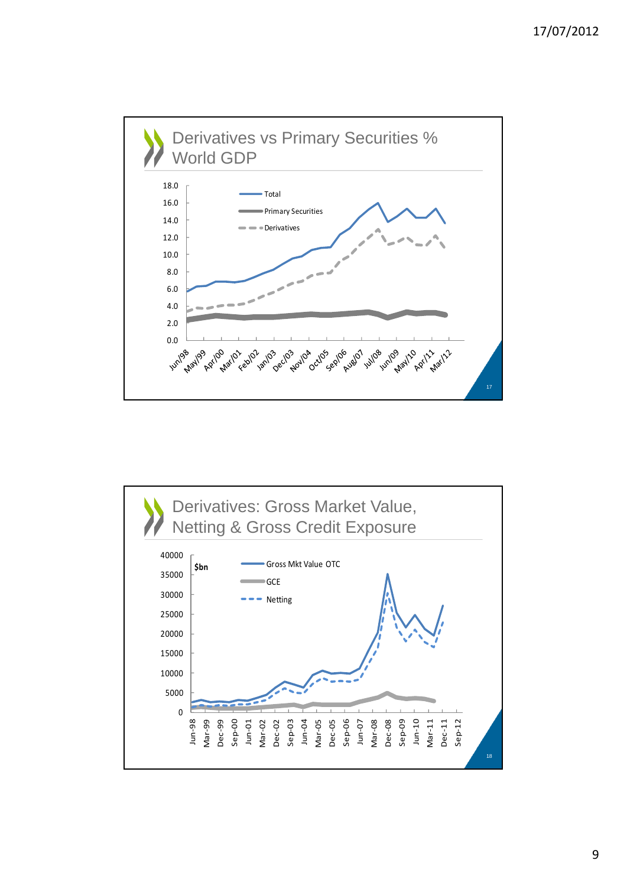## Derivatives vs Primary Securities % World GDP

Legend: Total; Primary Securities; Derivatives

Y-axis: 0.0 – 18.0

X-axis: Jun/98, May/99, Apr/00, Mar/01, Feb/02, Jan/03, Dec/03, Nov/04, Oct/05, Sep/06, Aug/07, Jul/08, Jun/09, May/10, Apr/11, Mar/12

## Derivatives: Gross Market Value, Netting & Gross Credit Exposure

$bn

Legend: Gross Mkt Value OTC; GCE; Netting

Y-axis: 0 – 40000

X-axis: Jun-98, Mar-99, Dec-99, Sep-00, Jun-01, Mar-02, Dec-02, Sep-03, Jun-04, Mar-05, Dec-05, Sep-06, Jun-07, Mar-08, Dec-08, Sep-09, Jun-10, Mar-11, Dec-11, Sep-12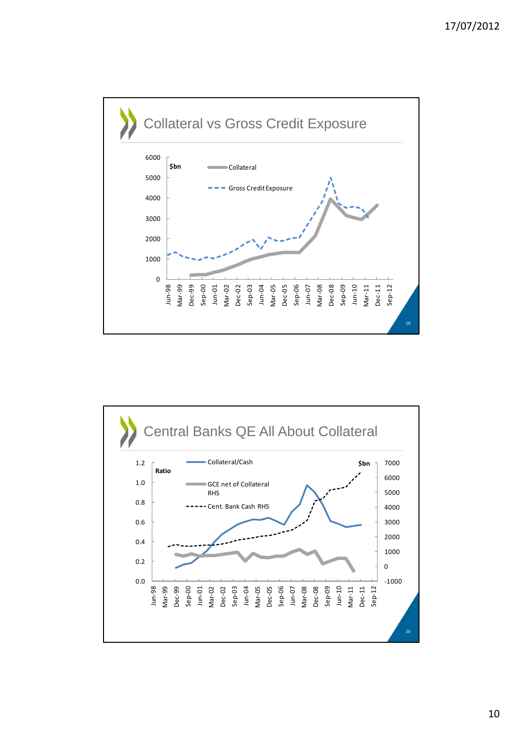## Collateral vs Gross Credit Exposure

$bn

- Collateral
- Gross Credit Exposure

## Central Banks QE All About Collateral

Ratio / $bn

- Collateral/Cash
- GCE net of Collateral RHS
- Cent. Bank Cash RHS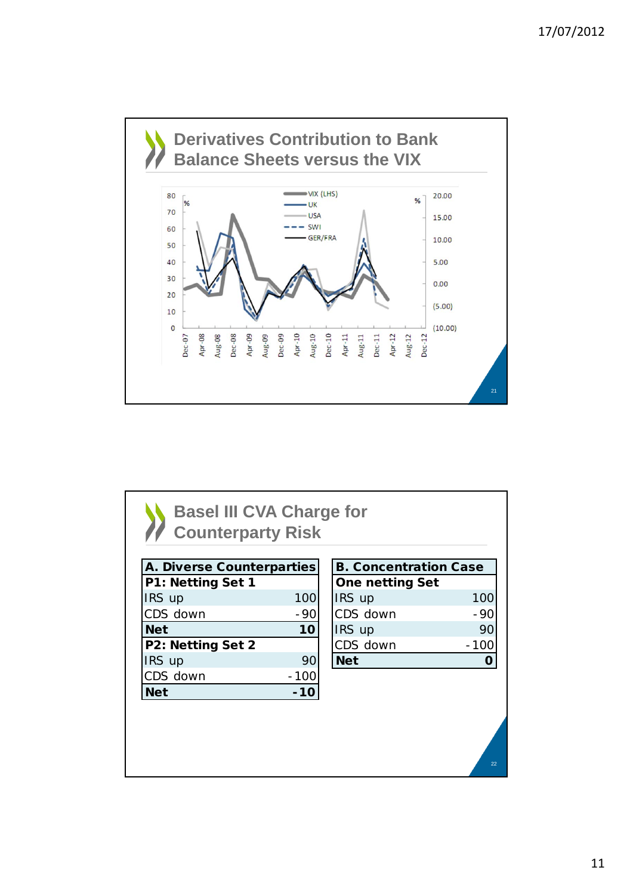## Derivatives Contribution to Bank Balance Sheets versus the VIX

VIX (LHS), UK, USA, SWI, GER/FRA

## Basel III CVA Charge for Counterparty Risk

| A. Diverse Counterparties | |
|---|---|
| **P1: Netting Set 1** | |
| IRS up | 100 |
| CDS down | -90 |
| **Net** | **10** |
| **P2: Netting Set 2** | |
| IRS up | 90 |
| CDS down | -100 |
| **Net** | **-10** |

| B. Concentration Case | |
|---|---|
| **One netting Set** | |
| IRS up | 100 |
| CDS down | -90 |
| IRS up | 90 |
| CDS down | -100 |
| **Net** | **0** |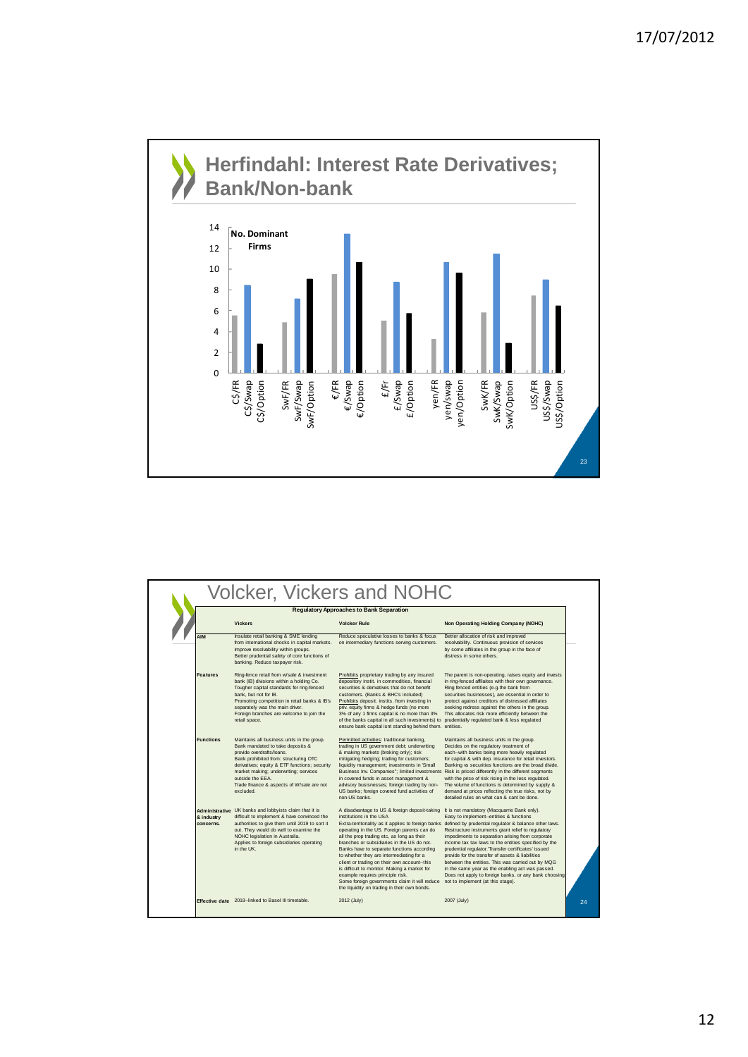## Herfindahl: Interest Rate Derivatives; Bank/Non-bank

No. Dominant Firms

| | C$ | SwF | € | £ | yen | SwK | US$ |
|---|---|---|---|---|---|---|---|
| FR | 5.6 | 4.9 | 9.5 | 5.1 | 3.3 | 5.9 | 7.5 |
| Swap | 8.5 | 7.2 | 13.4 | 8.8 | 10.7 | 11.5 | 9.0 |
| Option | 2.9 | 9.1 | 10.7 | 5.8 | 9.7 | 3.0 | 6.5 |

## Volcker, Vickers and NOHC

**Regulatory Approaches to Bank Separation**

| | Vickers | Volcker Rule | Non Operating Holding Company (NOHC) |
|---|---|---|---|
| **AIM** | Insulate retail banking & SME lending from international shocks in capital markets. Improve resolvability within groups. Better prudential safety of core functions of banking. Reduce taxpayer risk. | Reduce speculative losses to banks & focus on intermediary functions serving customers. | Better allocation of risk and improved resolvability. Continuous provision of services by some affiliates in the group in the face of distress in some others. |
| **Features** | Ring-fence retail from w/sale & investment bank (IB) divisions within a holding Co. Tougher capital standards for ring-fenced bank, but not for IB. Promoting competition in retail banks & IB's separately was the main driver. Foreign branches are welcome to join the retail space. | Prohibits proprietary trading by any insured depository instit. in commodities, financial securities & derivatives that do not benefit customers. (Banks & BHC's included) Prohibits deposit. instits. from investing in priv. equity firms & hedge funds (no more 3% of any 1 firms capital & no more than 3% of the banks capital in all such investments) to ensure bank capital isnt standing behind them. | The parent is non-operating, raises equity and invests in ring-fenced affiliates with their own governance. Ring fenced entities (e.g. the bank from securities businesses), are essential in order to protect against creditors of distressed affiliates seeking redress against the others in the group. This allocates risk more efficiently between the prudentially regulated bank & less regulated entities. |
| **Functions** | Maintains all business units in the group. Bank mandated to take deposits & provide overdrafts/loans. Bank prohibited from: structuring OTC derivatives; equity & ETF functions; security market making; underwriting; services outside the EEA. Trade finance & aspects of W/sale are not excluded. | Permitted activities: traditional banking, trading in US government debt; underwriting & making markets (broking only); risk mitigating hedging; trading for customers; liquidity management; investments in 'Small Business Inv. Companies"; limited investments in covered funds in asset management & advisory busisnesses; foreign trading by non-US banks; foreign covered fund activities of non-US banks. | Maintains all business units in the group. Decides on the regulatory treatment of each--with banks being more heavily regulated for capital & with dep. insurance for retail investors. Banking vs securities functions are the broad divide. Risk is priced differently in the different segments with the price of risk rising in the less regulated. The volume of functions is determined by supply & demand at prices reflecting the true risks, not by detailed rules on what can & cant be done. |
| **Administrative & industry concerns.** | UK banks and lobbyists claim that it is difficult to implement & have convinced the authorities to give them until 2019 to sort it out. They would do well to examine the NOHC legislation in Australia. Applies to foreign subsidiaries operating in the UK. | A disadvantage to US & foreign deposit-taking institutions in the USA Extra-territoriality as it applies to foreign banks operating in the US. Foreign parents can do all the prop trading etc, as long as their branches or subsidiaries in the US do not. Banks have to separate functions according to whether they are intermediating for a client or trading on their own account--this is difficult to monitor. Making a market for example requires principle risk. Some foreign governments claim it will reduce the liquidity on trading in their own bonds. | It is not mandatory (Macquarrie Bank only). Easy to implement--entities & functions defined by prudential regulator & balance other laws. Restructure instruments grant relief to regulatory impediments to separation arising from corporate income tax tax laws to the entities specified by the prudential regulator.'Transfer certificates' issued provide for the transfer of assets & liabilities between the entities. This was carried out by MQG in the same year as the enabling act was passed. Does not apply to foreign banks, or any bank choosing not to implement (at this stage). |
| **Effective date** | 2019--linked to Basel III timetable. | 2012 (July) | 2007 (July) |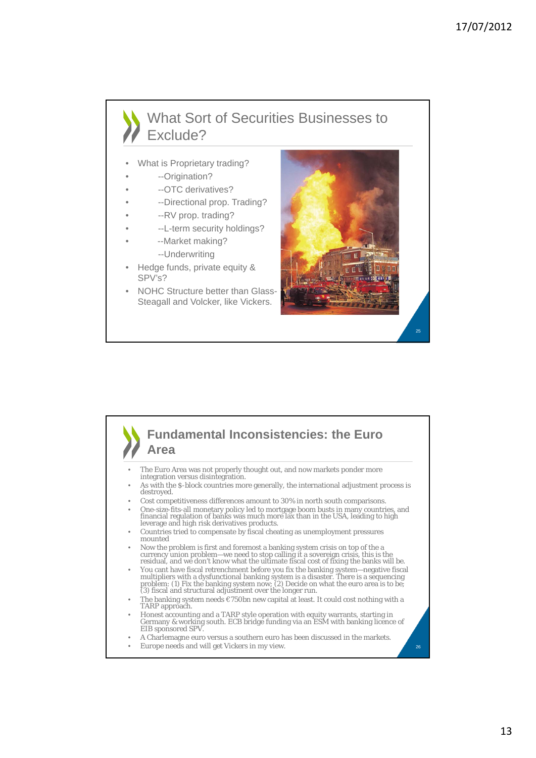## What Sort of Securities Businesses to Exclude?

- What is Proprietary trading?
- --Origination?
- --OTC derivatives?
- --Directional prop. Trading?
- --RV prop. trading?
- --L-term security holdings?
- --Market making?
- --Underwriting
- Hedge funds, private equity & SPV's?
- NOHC Structure better than Glass-Steagall and Volcker, like Vickers.

## Fundamental Inconsistencies: the Euro Area

- The Euro Area was not properly thought out, and now markets ponder more integration versus disintegration.
- As with the $-block countries more generally, the international adjustment process is destroyed.
- Cost competitiveness differences amount to 30% in north south comparisons.
- One-size-fits-all monetary policy led to mortgage boom busts in many countries, and financial regulation of banks was much more lax than in the USA, leading to high leverage and high risk derivatives products.
- Countries tried to compensate by fiscal cheating as unemployment pressures mounted
- Now the problem is first and foremost a banking system crisis on top of the a currency union problem—we need to stop calling it a sovereign crisis, this is the residual, and we don't know what the ultimate fiscal cost of fixing the banks will be.
- You cant have fiscal retrenchment before you fix the banking system—negative fiscal multipliers with a dysfunctional banking system is a disaster. There is a sequencing problem: (1) Fix the banking system now; (2) Decide on what the euro area is to be; (3) fiscal and structural adjustment over the longer run.
- The banking system needs €750bn new capital at least. It could cost nothing with a TARP approach.
- Honest accounting and a TARP style operation with equity warrants, starting in Germany & working south. ECB bridge funding via an ESM with banking licence of EIB sponsored SPV.
- A Charlemagne euro versus a southern euro has been discussed in the markets.
- Europe needs and will get Vickers in my view.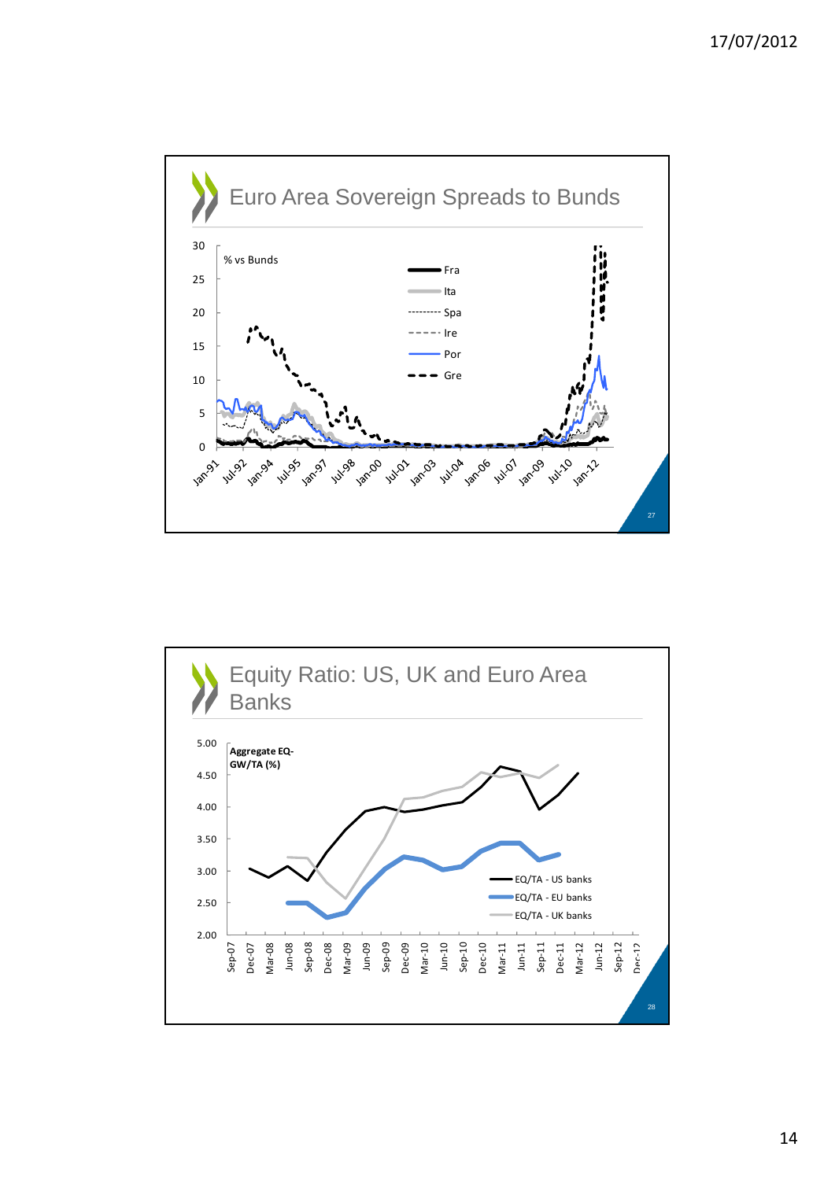## Euro Area Sovereign Spreads to Bunds

% vs Bunds

Fra, Ita, Spa, Ire, Por, Gre

## Equity Ratio: US, UK and Euro Area Banks

Aggregate EQ-GW/TA (%)

EQ/TA - US banks, EQ/TA - EU banks, EQ/TA - UK banks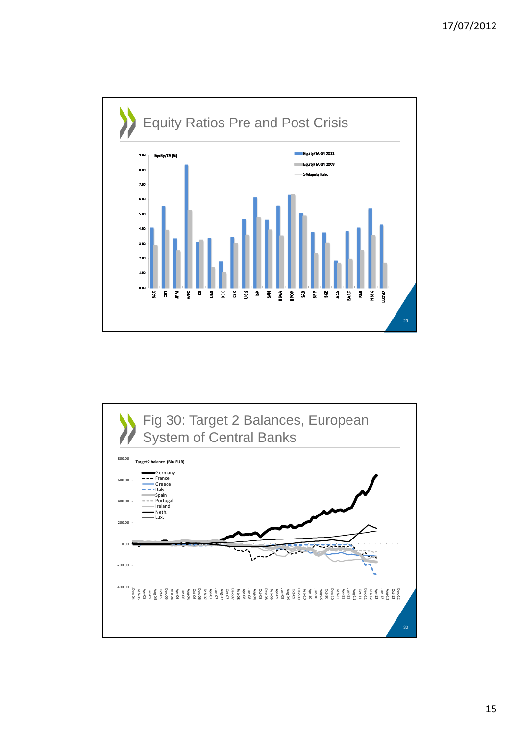## Equity Ratios Pre and Post Crisis

Equity/TA (%)

- Equity/TA Q4 2011
- Equity/TA Q4 2008
- 5% Equity Ratio

BAC, CITI, JPM, WFC, CS, UBS, DBK, CBK, UCG, ISP, SAN, BBVA, BPOP, SAB, BNP, SGE, ACA, BARC, RBS, HSBC, LLOYD

## Fig 30: Target 2 Balances, European System of Central Banks

Target2 balance (Bln EUR)

- Germany
- France
- Greece
- Italy
- Spain
- Portugal
- Ireland
- Neth.
- Lux.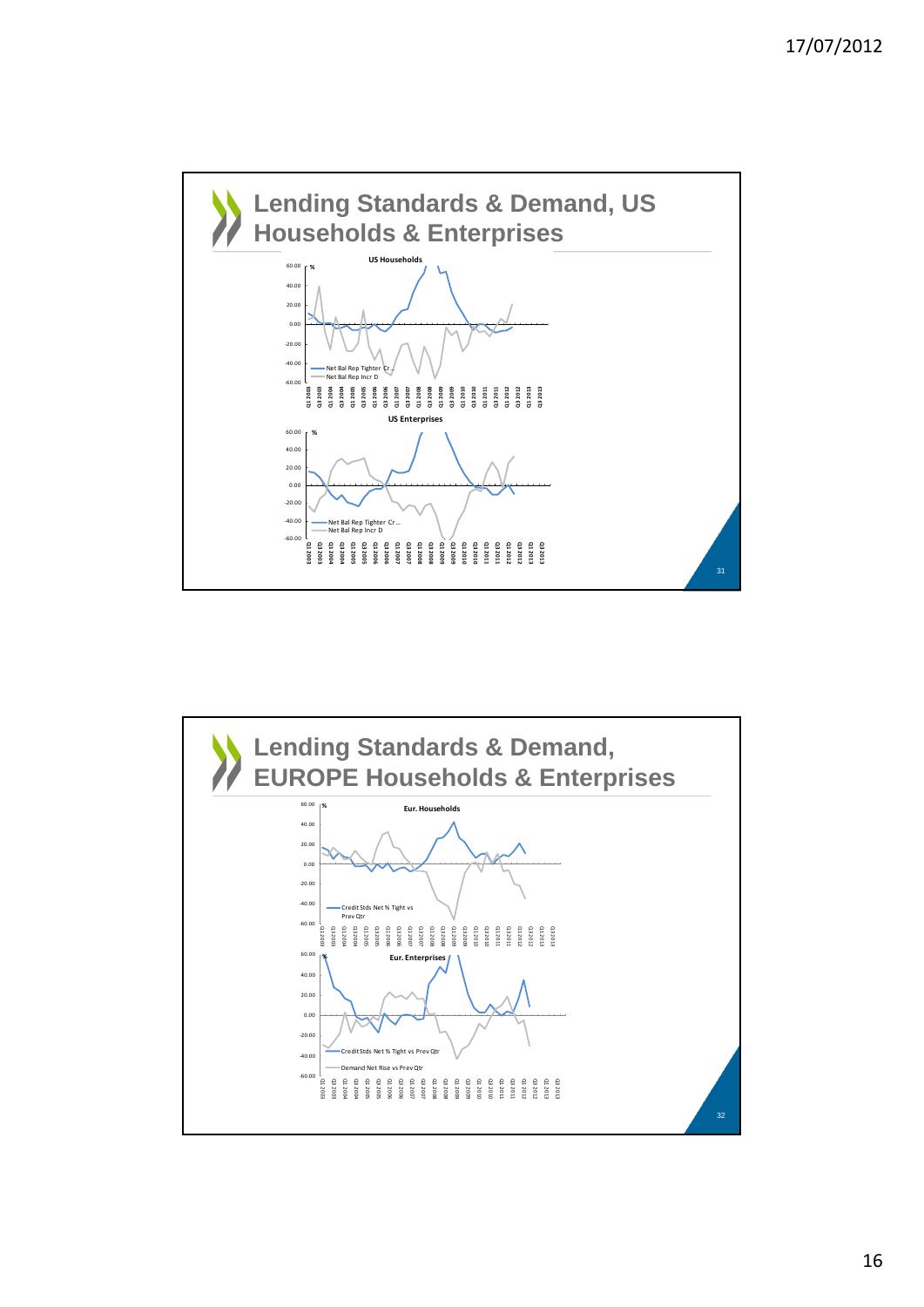## Lending Standards & Demand, US Households & Enterprises

**US Households**

%

- Net Bal Rep Tighter Cr...
- Net Bal Rep Incr D

**US Enterprises**

%

- Net Bal Rep Tighter Cr...
- Net Bal Rep Incr D

## Lending Standards & Demand, EUROPE Households & Enterprises

**Eur. Households**

%

- Credit Stds Net % Tight vs Prev Qtr

**Eur. Enterprises**

%

- Credit Stds Net % Tight vs Prev Qtr
- Demand Net Rise vs Prev Qtr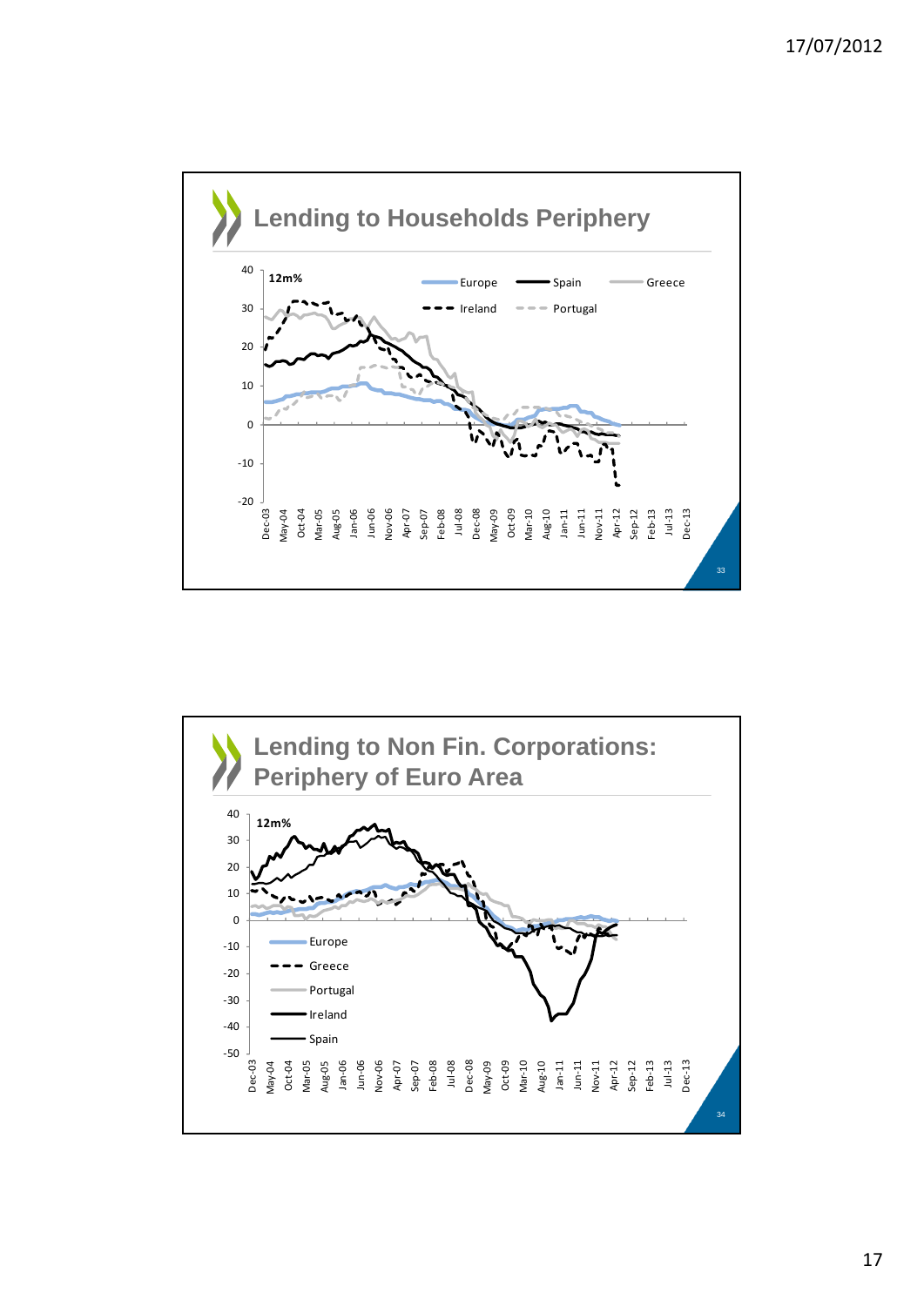## Lending to Households Periphery

12m%

Europe — Spain — Greece — Ireland — Portugal

## Lending to Non Fin. Corporations: Periphery of Euro Area

12m%

Europe — Greece — Portugal — Ireland — Spain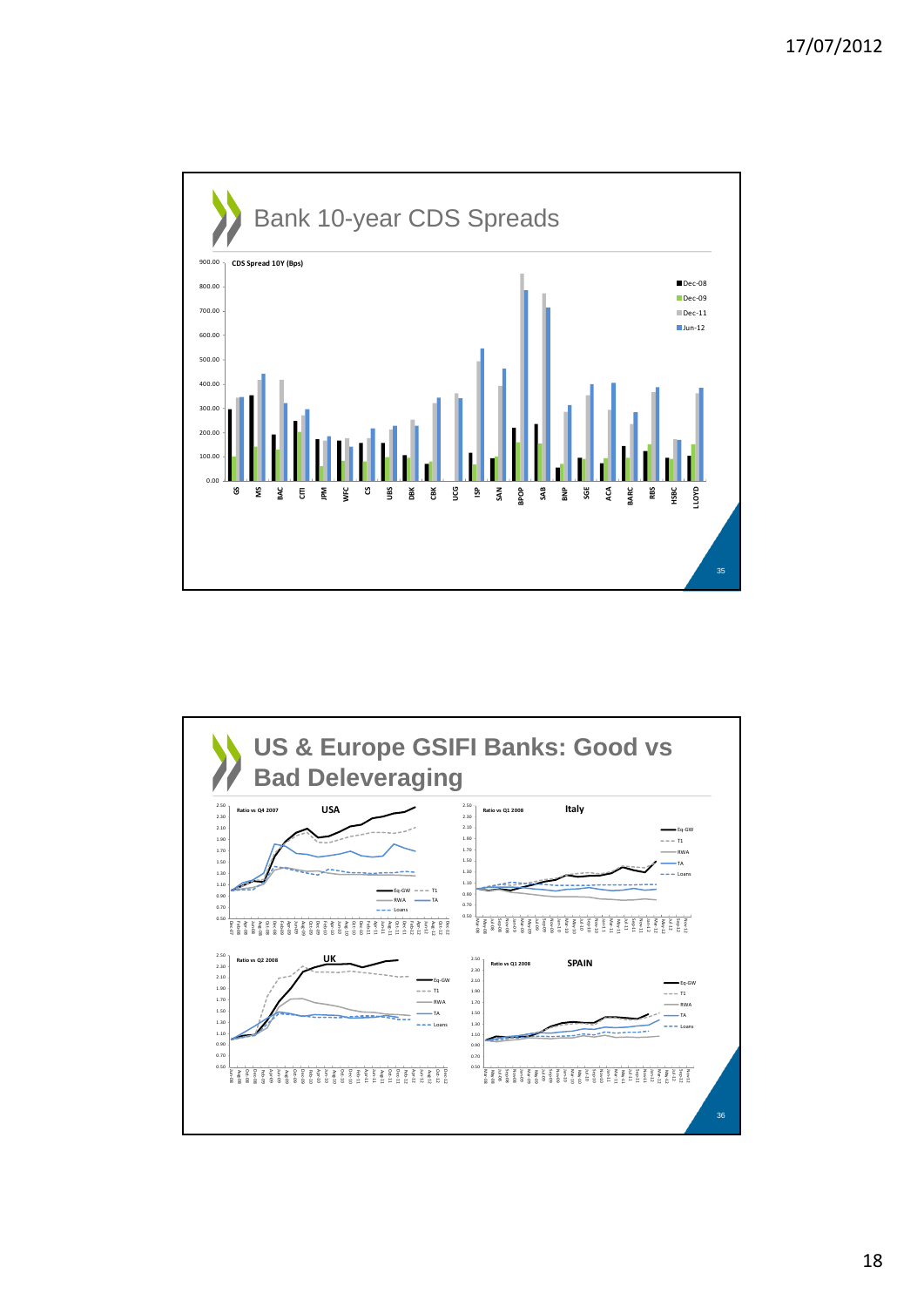## Bank 10-year CDS Spreads

CDS Spread 10Y (Bps)

Dec-08, Dec-09, Dec-11, Jun-12

GS, MS, BAC, CITI, JPM, WFC, CS, UBS, DBK, CBK, UCG, ISP, SAN, BPOP, SAB, BNP, SGE, ACA, BARC, RBS, HSBC, LLOYD

## US & Europe GSIFI Banks: Good vs Bad Deleveraging

USA — Ratio vs Q4 2007

Italy — Ratio vs Q1 2008

UK — Ratio vs Q2 2008

SPAIN — Ratio vs Q1 2008

Eq-GW, T1, RWA, TA, Loans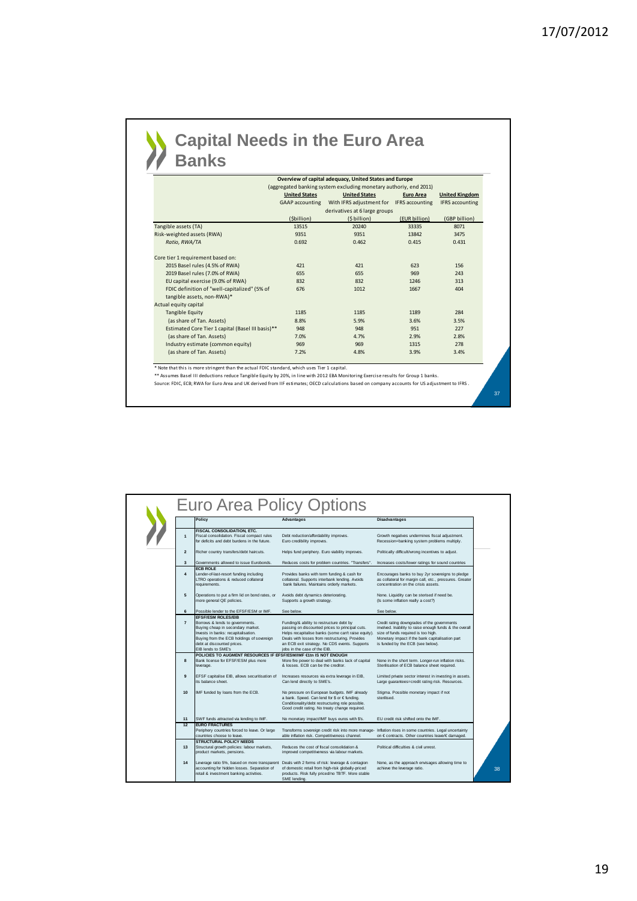# Capital Needs in the Euro Area Banks

Overview of capital adequacy, United States and Europe

(aggregated banking system excluding monetary authoriy, end 2011)

| | United States | United States | Euro Area | United Kingdom |
|---|---|---|---|---|
| | GAAP accounting | With IFRS adjustment for derivatives at 6 large groups | IFRS accounting | IFRS accounting |
| | ($billion) | ($ billion) | (EUR billion) | (GBP billion) |
| Tangible assets (TA) | 13515 | 20240 | 33335 | 8071 |
| Risk-weighted assets (RWA) | 9351 | 9351 | 13842 | 3475 |
| *Ratio, RWA/TA* | 0.692 | 0.462 | 0.415 | 0.431 |
| Core tier 1 requirement based on: | | | | |
| 2015 Basel rules (4.5% of RWA) | 421 | 421 | 623 | 156 |
| 2019 Basel rules (7.0% of RWA) | 655 | 655 | 969 | 243 |
| EU capital exercise (9.0% of RWA) | 832 | 832 | 1246 | 313 |
| FDIC definition of "well-capitalized" (5% of tangible assets, non-RWA)* | 676 | 1012 | 1667 | 404 |
| Actual equity capital | | | | |
| Tangible Equity | 1185 | 1185 | 1189 | 284 |
| (as share of Tan. Assets) | 8.8% | 5.9% | 3.6% | 3.5% |
| Estimated Core Tier 1 capital (Basel III basis)** | 948 | 948 | 951 | 227 |
| (as share of Tan. Assets) | 7.0% | 4.7% | 2.9% | 2.8% |
| Industry estimate (common equity) | 969 | 969 | 1315 | 278 |
| (as share of Tan. Assets) | 7.2% | 4.8% | 3.9% | 3.4% |

\* Note that this is more stringent than the actual FDIC standard, which uses Tier 1 capital.

\*\* Assumes Basel III deductions reduce Tangible Equity by 20%, in line with 2012 EBA Monitoring Exercise results for Group 1 banks.

Source: FDIC, ECB; RWA for Euro Area and UK derived from IIF estimates; OECD calculations based on company accounts for US adjustment to IFRS.

# Euro Area Policy Options

| | Policy | Advantages | Disadvantages |
|---|---|---|---|
| | **FISCAL CONSOLIDATION, ETC.** | | |
| 1 | Fiscal consolidation. Fiscal compact rules for deficits and debt burdens in the future. | Debt reduction/affordability improves. Euro credibility improves. | Growth negatives undermines fiscal adjustment. Recession=banking system problems multiply. |
| 2 | Richer country transfers/debt haircuts. | Helps fund periphery. Euro viability improves. | Politically difficult/wrong incentives to adjust. |
| 3 | Governments allowed to issue Eurobonds. | Reduces costs for problem countries. "Transfers". | Increases costs/lower ratings for sound countries |
| | **ECB ROLE** | | |
| 4 | Lender-of-last-resort funding including LTRO operations & reduced collateral requirements. | Provides banks with term funding & cash for collateral. Supports interbank lending. Avoids bank failures. Maintains orderly markets. | Encourages banks to buy 2yr sovereigns to pledge as collateral for margin call, etc., pressures. Greater concentration on the crisis assets. |
| 5 | Operations to put a firm lid on bond rates, or more general QE policies. | Avoids debt dynamics deteriorating. Supports a growth strategy. | None. Liquidity can be sterised if need be. (Is some inflation really a cost?) |
| 6 | Possible lender to the EFSF/ESM or IMF. | See below. | See below. |
| | **EFSF/ESM ROLES/EIB** | | |
| 7 | Borrows & lends to governments. Buying cheap in secondary market. Invests in banks: recapitalisation. Buying from the ECB holdings of sovereign debt at discounted prices. EIB lends to SME's | Funding/& ability to restructure debt by passing on discounted prices to principal cuts. Helps recapitalise banks (some can't raise equity). Deals with losses from restructuring. Provides an ECB exit strategy. No CDS events. Supports jobs in the case of the EIB. | Credit rating downgrades of the governments involved. Inability to raise enough funds & the overall size of funds required is too high. Monetary impact if the bank capitalisation part is funded by the ECB (see below). |
| | **POLICIES TO AUGMENT RESOURCES IF EFSF/ESM/IMF €1tn IS NOT ENOUGH** | | |
| 8 | Bank license for EFSF/ESM plus more leverage. | More fire power to deal with banks lack of capital & losses. ECB can be the creditor. | None in the short term. Longer-run inflation risks. Sterilisation of ECB balance sheet required. |
| 9 | EFSF capitalise EIB, allows securitisation of its balance sheet. | Increases resources via extra leverage in EIB, Can lend directly to SME's. | Limited private sector interest in investing in assets. Large guarantees=credit rating risk. Resources. |
| 10 | IMF funded by loans from the ECB. | No pressure on European budgets. IMF already a bank. Speed. Can lend for $ or € funding. Conditionality/debt restructuring role possible. Good credit rating. No treaty change required. | Stigma. Possible monetary impact if not sterilised. |
| 11 | SWF funds attracted via lending to IMF. | No monetary impact/IMF buys euros with $'s. | EU credit risk shifted onto the IMF. |
| 12 | **EURO FRACTURES** Periphery countries forced to leave. Or large countries choose to leave. | Transforms sovereign credit risk into more manageable inflation risk. Competitiveness channel. | Inflation rises in some countries. Legal uncertainty on € contracts. Other countries leave/€ damaged. |
| | **STRUCTURAL POLICY NEEDS** | | |
| 13 | Structural growth policies: labour markets, product markets, pensions. | Reduces the cost of fiscal consolidation & improved competitiveness via labour markets. | Political difficulties & civil unrest. |
| 14 | Leverage ratio 5%, based on more transparent accounting for hidden losses. Separation of retail & investment banking activities. | Deals with 2 forms of risk: leverage & contagion of domestic retail from high-risk globally-priced products. Risk fully priced/no TBTF. More stable SME lending. | None, as the approach envisages allowing time to achieve the leverage ratio. |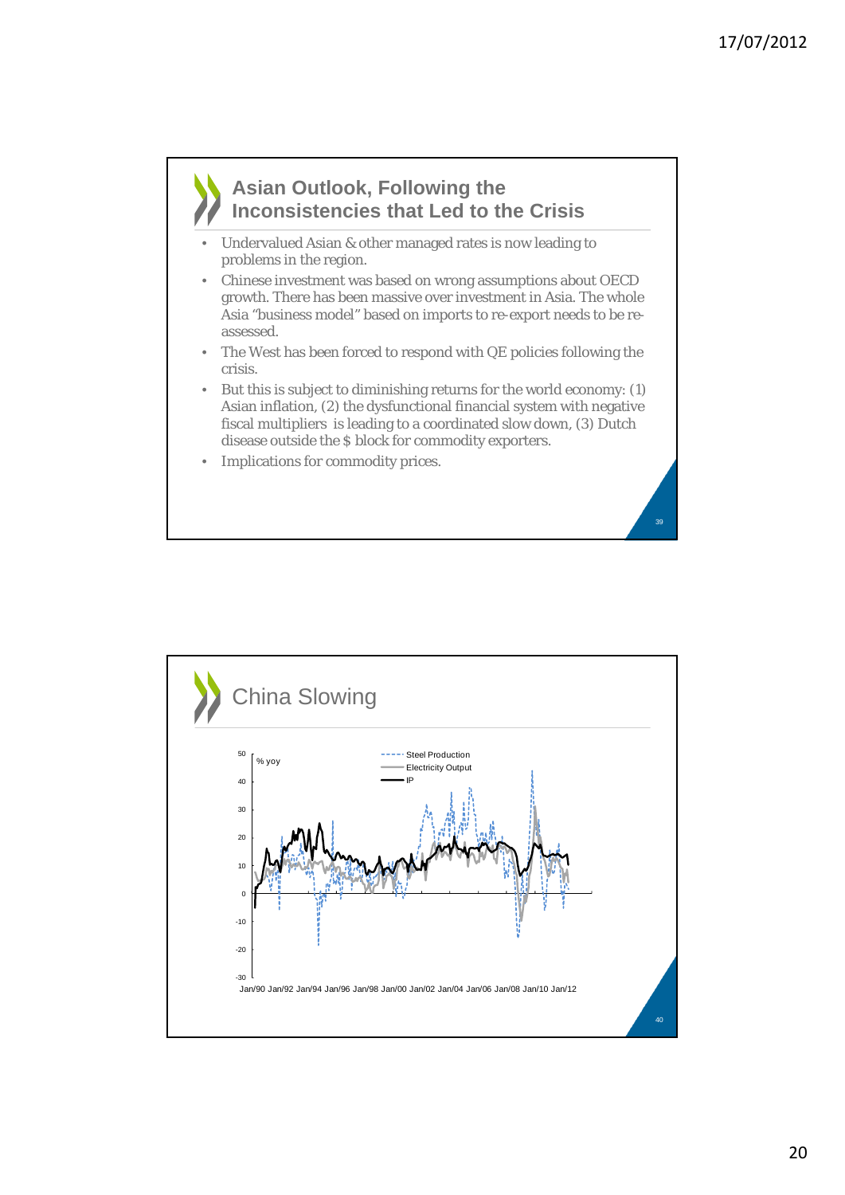## Asian Outlook, Following the Inconsistencies that Led to the Crisis

- Undervalued Asian & other managed rates is now leading to problems in the region.
- Chinese investment was based on wrong assumptions about OECD growth. There has been massive over investment in Asia. The whole Asia "business model" based on imports to re-export needs to be re-assessed.
- The West has been forced to respond with QE policies following the crisis.
- But this is subject to diminishing returns for the world economy: (1) Asian inflation, (2) the dysfunctional financial system with negative fiscal multipliers is leading to a coordinated slow down, (3) Dutch disease outside the $ block for commodity exporters.
- Implications for commodity prices.

## China Slowing

% yoy

Steel Production

Electricity Output

IP

Jan/90 Jan/92 Jan/94 Jan/96 Jan/98 Jan/00 Jan/02 Jan/04 Jan/06 Jan/08 Jan/10 Jan/12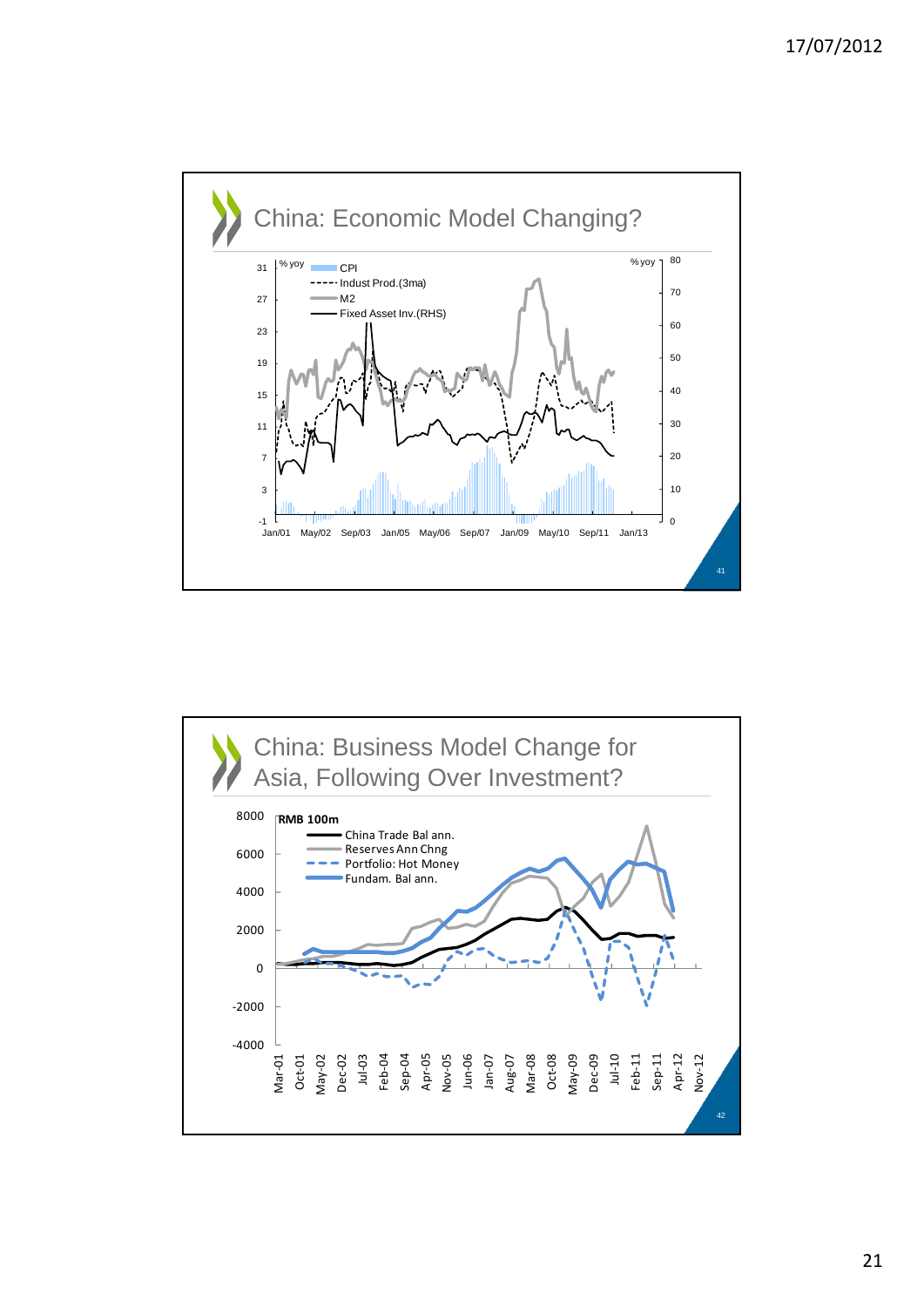## China: Economic Model Changing?

% yoy | CPI | Indust Prod.(3ma) | M2 | Fixed Asset Inv.(RHS) | % yoy

## China: Business Model Change for Asia, Following Over Investment?

RMB 100m | China Trade Bal ann. | Reserves Ann Chng | Portfolio: Hot Money | Fundam. Bal ann.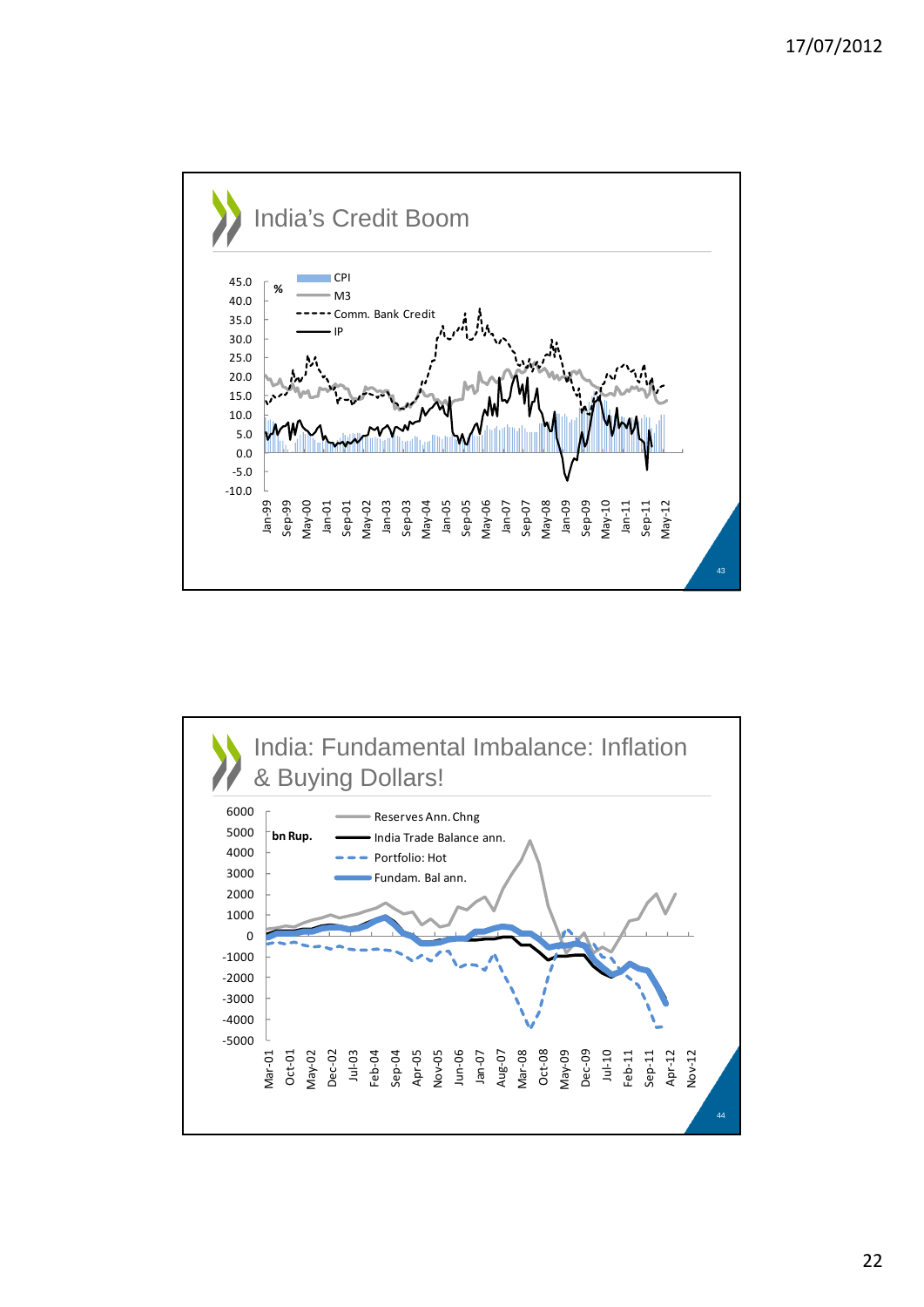## India's Credit Boom

%

- CPI
- M3
- Comm. Bank Credit
- IP

45.0, 40.0, 35.0, 30.0, 25.0, 20.0, 15.0, 10.0, 5.0, 0.0, -5.0, -10.0

Jan-99, Sep-99, May-00, Jan-01, Sep-01, May-02, Jan-03, Sep-03, May-04, Jan-05, Sep-05, May-06, Jan-07, Sep-07, May-08, Jan-09, Sep-09, May-10, Jan-11, Sep-11, May-12

## India: Fundamental Imbalance: Inflation & Buying Dollars!

bn Rup.

- Reserves Ann. Chng
- India Trade Balance ann.
- Portfolio: Hot
- Fundam. Bal ann.

6000, 5000, 4000, 3000, 2000, 1000, 0, -1000, -2000, -3000, -4000, -5000

Mar-01, Oct-01, May-02, Dec-02, Jul-03, Feb-04, Sep-04, Apr-05, Nov-05, Jun-06, Jan-07, Aug-07, Mar-08, Oct-08, May-09, Dec-09, Jul-10, Feb-11, Sep-11, Apr-12, Nov-12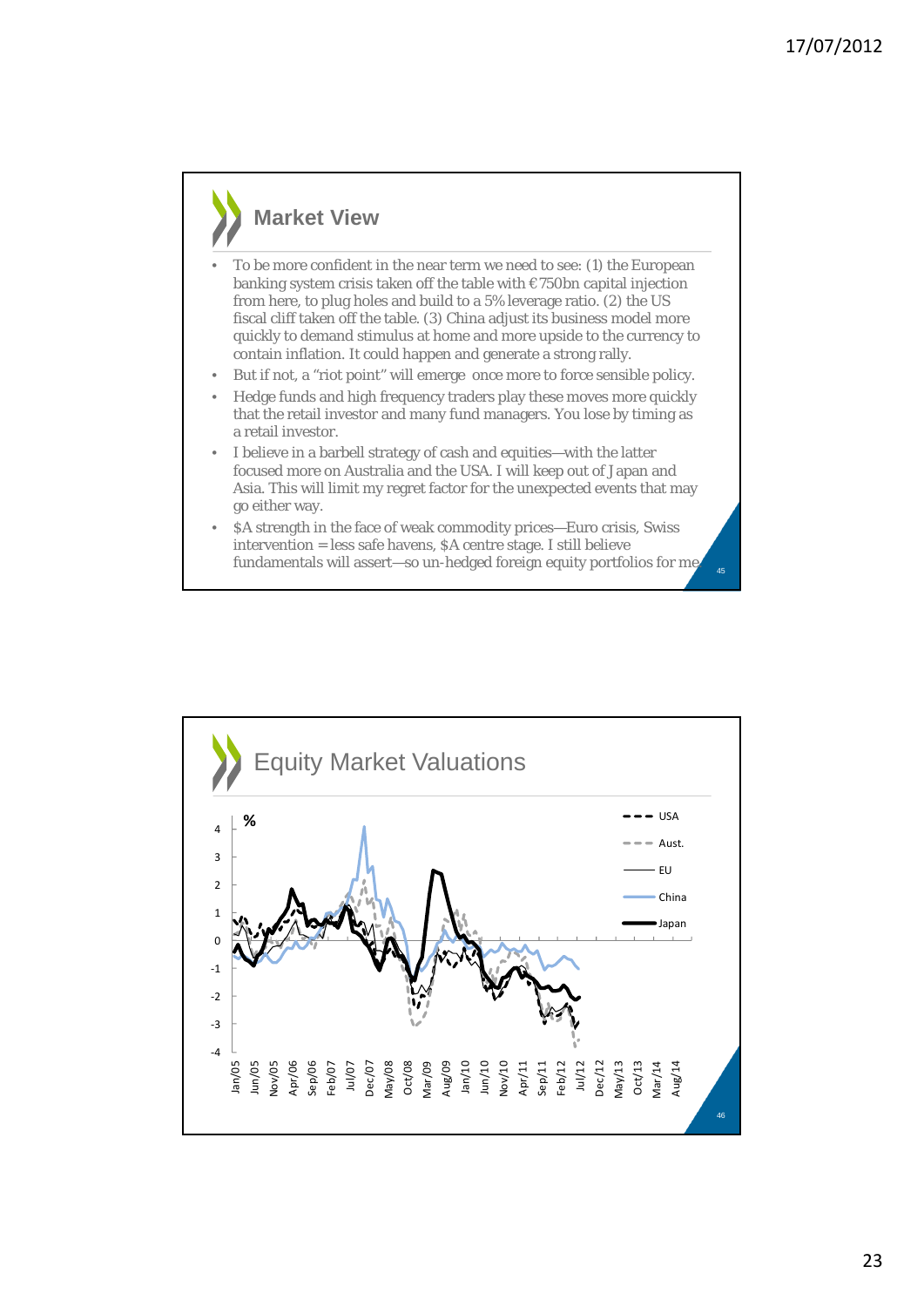## Market View

- To be more confident in the near term we need to see: (1) the European banking system crisis taken off the table with €750bn capital injection from here, to plug holes and build to a 5% leverage ratio. (2) the US fiscal cliff taken off the table. (3) China adjust its business model more quickly to demand stimulus at home and more upside to the currency to contain inflation. It could happen and generate a strong rally.
- But if not, a "riot point" will emerge once more to force sensible policy.
- Hedge funds and high frequency traders play these moves more quickly that the retail investor and many fund managers. You lose by timing as a retail investor.
- I believe in a barbell strategy of cash and equities—with the latter focused more on Australia and the USA. I will keep out of Japan and Asia. This will limit my regret factor for the unexpected events that may go either way.
- $A strength in the face of weak commodity prices—Euro crisis, Swiss intervention = less safe havens, $A centre stage. I still believe fundamentals will assert—so un-hedged foreign equity portfolios for me.

## Equity Market Valuations

%

Legend: USA, Aust., EU, China, Japan

Y-axis: 4, 3, 2, 1, 0, -1, -2, -3, -4

X-axis: Jan/05, Jun/05, Nov/05, Apr/06, Sep/06, Feb/07, Jul/07, Dec/07, May/08, Oct/08, Mar/09, Aug/09, Jan/10, Jun/10, Nov/10, Apr/11, Sep/11, Feb/12, Jul/12, Dec/12, May/13, Oct/13, Mar/14, Aug/14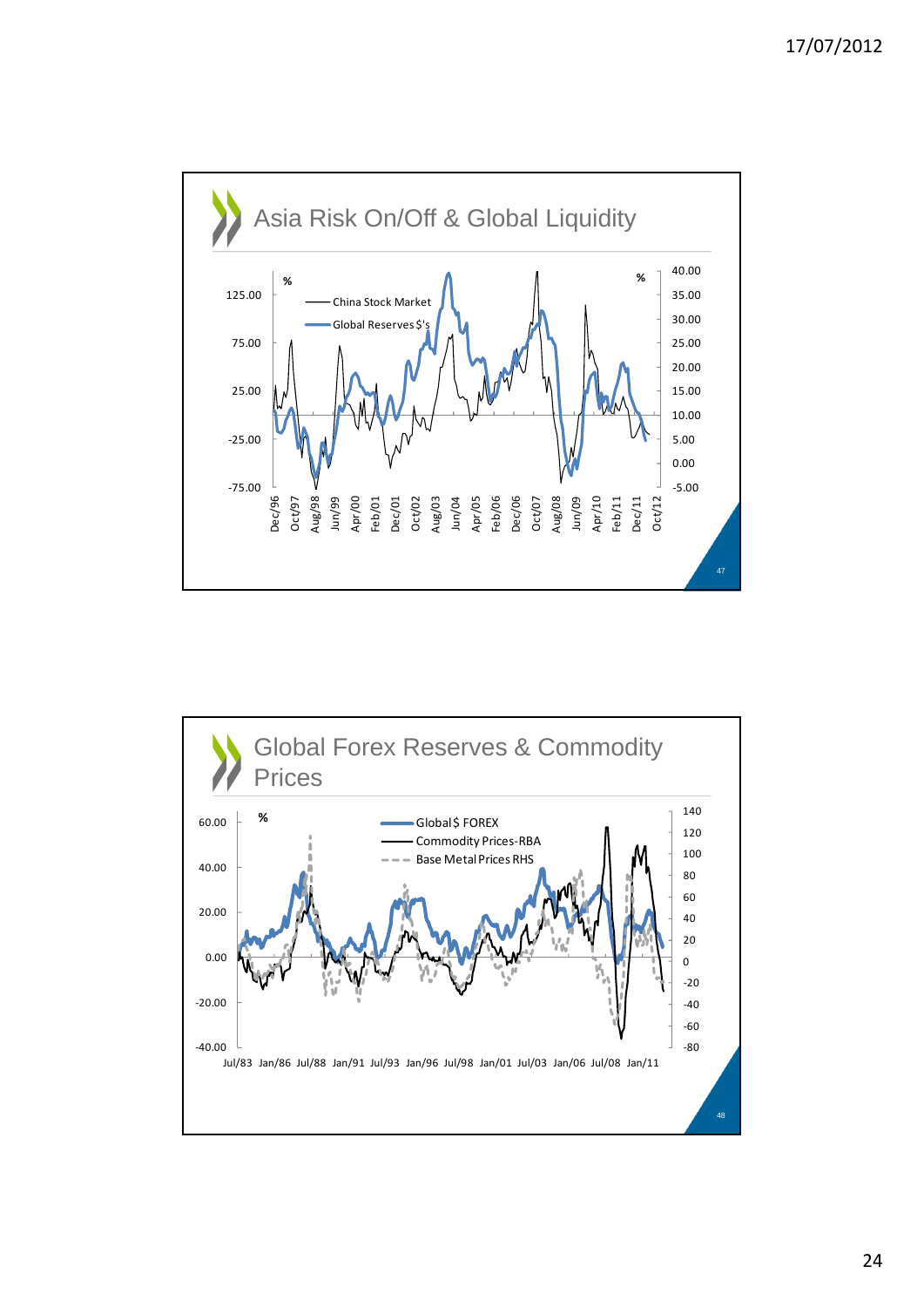## Asia Risk On/Off & Global Liquidity

% — China Stock Market; Global Reserves $'s — %

Left axis: 125.00, 75.00, 25.00, -25.00, -75.00

Right axis: 40.00, 35.00, 30.00, 25.00, 20.00, 15.00, 10.00, 5.00, 0.00, -5.00

Dec/96 Oct/97 Aug/98 Jun/99 Apr/00 Feb/01 Dec/01 Oct/02 Aug/03 Jun/04 Apr/05 Feb/06 Dec/06 Oct/07 Aug/08 Jun/09 Apr/10 Feb/11 Dec/11 Oct/12

## Global Forex Reserves & Commodity Prices

% — Global $ FOREX; Commodity Prices-RBA; Base Metal Prices RHS

Left axis: 60.00, 40.00, 20.00, 0.00, -20.00, -40.00

Right axis: 140, 120, 100, 80, 60, 40, 20, 0, -20, -40, -60, -80

Jul/83 Jan/86 Jul/88 Jan/91 Jul/93 Jan/96 Jul/98 Jan/01 Jul/03 Jan/06 Jul/08 Jan/11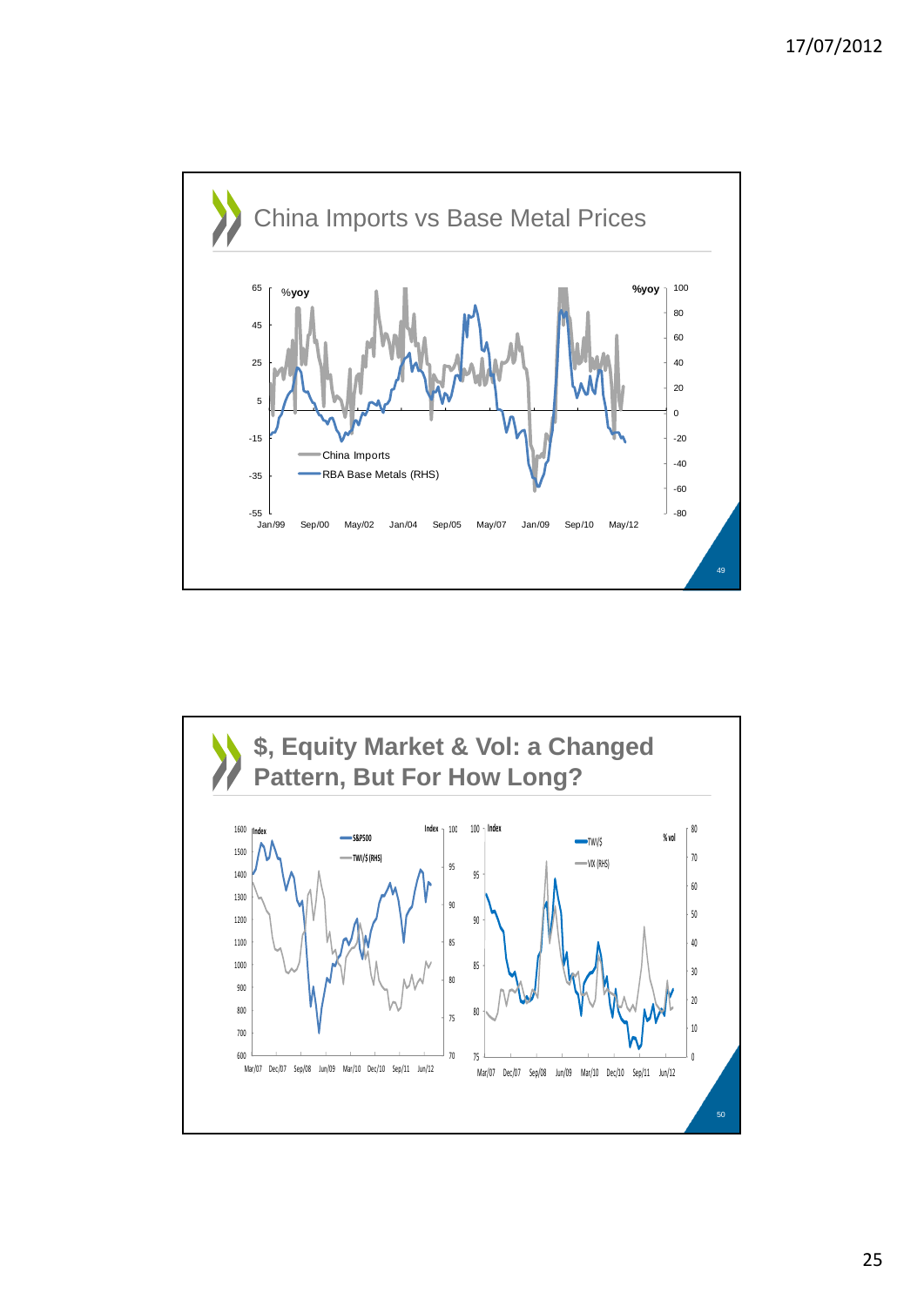## China Imports vs Base Metal Prices

%yoy

%yoy

China Imports

RBA Base Metals (RHS)

## $, Equity Market & Vol: a Changed Pattern, But For How Long?

S&P500

TWI/$ (RHS)

TWI/$

VIX (RHS)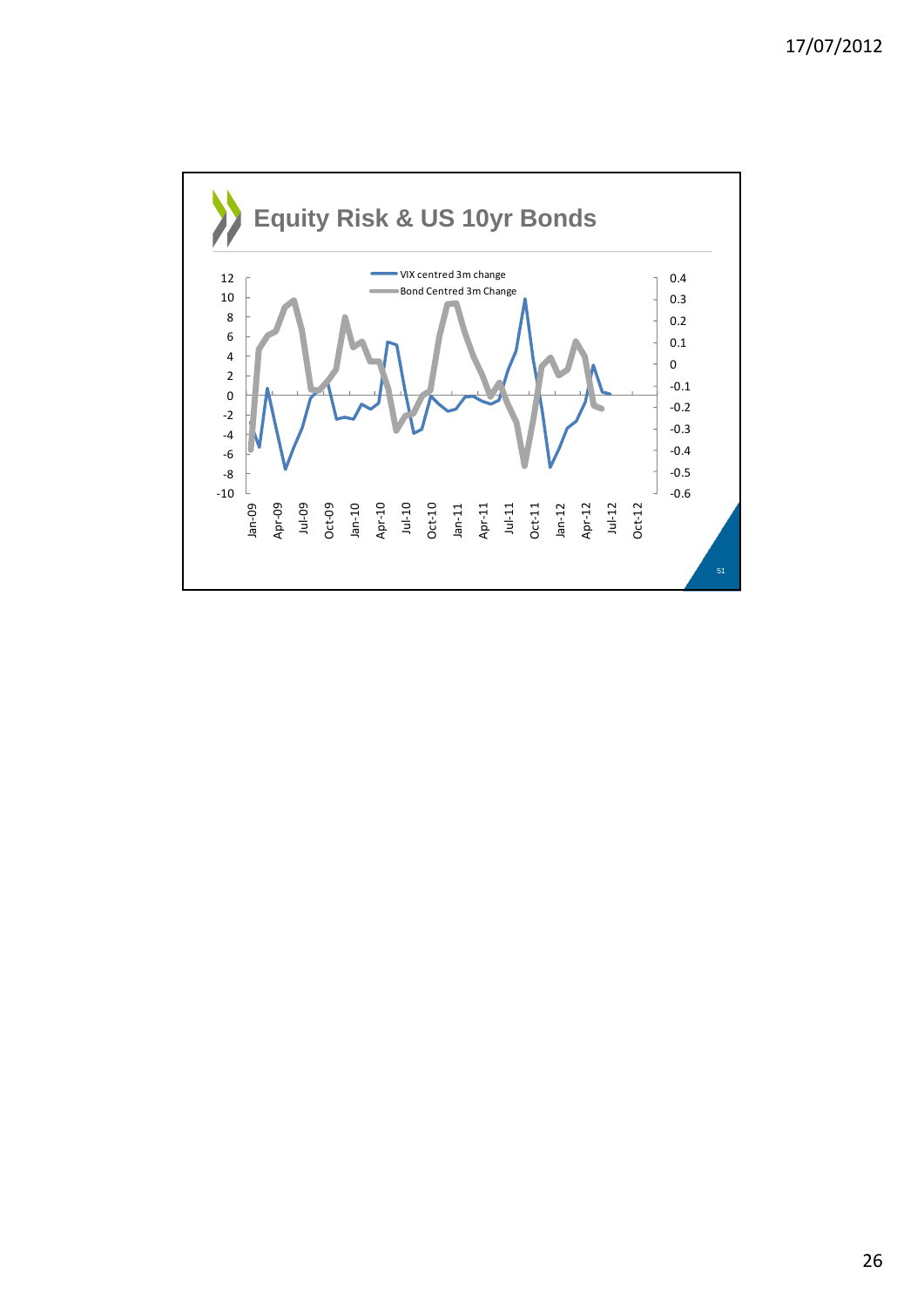# Equity Risk & US 10yr Bonds

VIX centred 3m change

Bond Centred 3m Change

12
10
8
6
4
2
0
-2
-4
-6
-8
-10

0.4
0.3
0.2
0.1
0
-0.1
-0.2
-0.3
-0.4
-0.5
-0.6

Jan-09 Apr-09 Jul-09 Oct-09 Jan-10 Apr-10 Jul-10 Oct-10 Jan-11 Apr-11 Jul-11 Oct-11 Jan-12 Apr-12 Jul-12 Oct-12

51